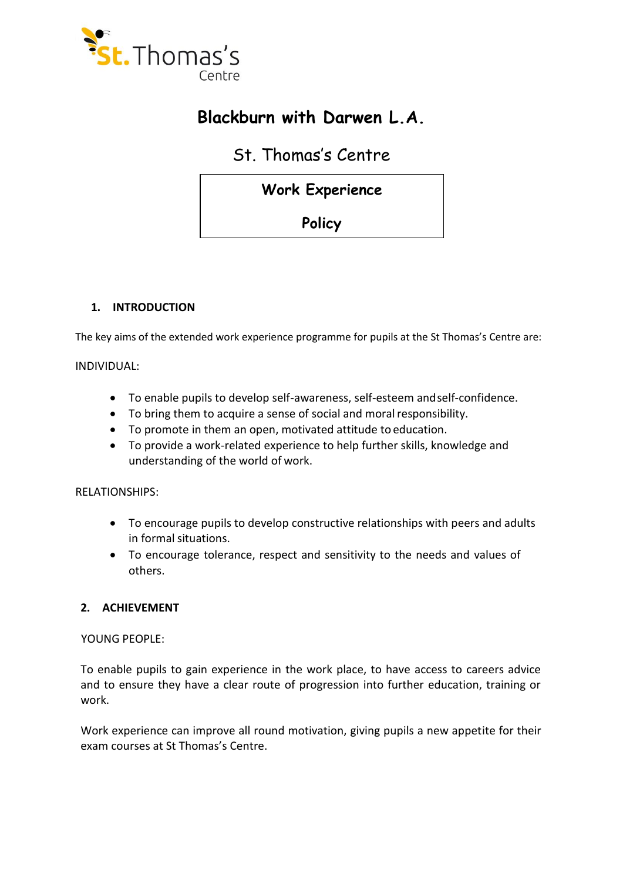St. Thomas's Centre

# Blackburn with Darwen L.A.

## St. Thomas's Centre

**Work Experience**

**Policy**

### 1. INTRODUCTION

The key aims of the extended work experience programme for pupils at the St Thomas's Centre are:

INDIVIDUAL:

- To enable pupils to develop self-awareness, self-esteem and self-confidence.
- To bring them to acquire a sense of social and moral responsibility.
- To promote in them an open, motivated attitude to education.
- To provide a work-related experience to help further skills, knowledge and understanding of the world of work.

RELATIONSHIPS:

- To encourage pupils to develop constructive relationships with peers and adults in formal situations.
- To encourage tolerance, respect and sensitivity to the needs and values of others.

### 2. ACHIEVEMENT

YOUNG PEOPLE:

To enable pupils to gain experience in the work place, to have access to careers advice and to ensure they have a clear route of progression into further education, training or work.

Work experience can improve all round motivation, giving pupils a new appetite for their exam courses at St Thomas's Centre.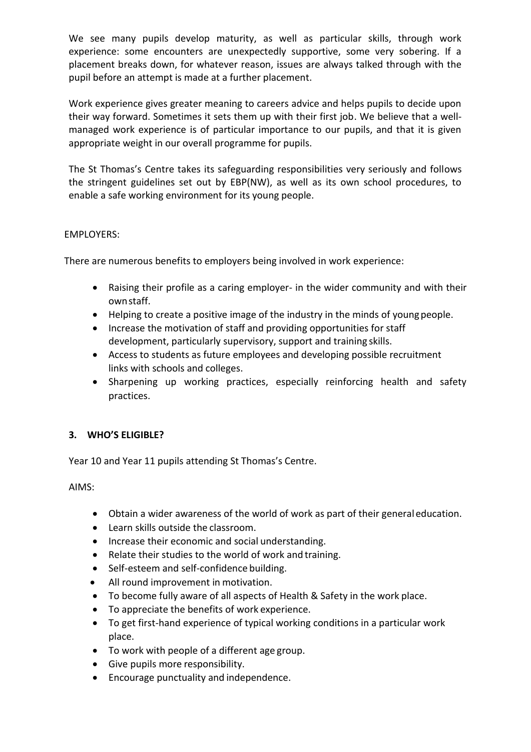We see many pupils develop maturity, as well as particular skills, through work experience: some encounters are unexpectedly supportive, some very sobering. If a placement breaks down, for whatever reason, issues are always talked through with the pupil before an attempt is made at a further placement.

Work experience gives greater meaning to careers advice and helps pupils to decide upon their way forward. Sometimes it sets them up with their first job. We believe that a well-managed work experience is of particular importance to our pupils, and that it is given appropriate weight in our overall programme for pupils.

The St Thomas's Centre takes its safeguarding responsibilities very seriously and follows the stringent guidelines set out by EBP(NW), as well as its own school procedures, to enable a safe working environment for its young people.

EMPLOYERS:

There are numerous benefits to employers being involved in work experience:

- Raising their profile as a caring employer- in the wider community and with their own staff.
- Helping to create a positive image of the industry in the minds of young people.
- Increase the motivation of staff and providing opportunities for staff development, particularly supervisory, support and training skills.
- Access to students as future employees and developing possible recruitment links with schools and colleges.
- Sharpening up working practices, especially reinforcing health and safety practices.

## 3. WHO'S ELIGIBLE?

Year 10 and Year 11 pupils attending St Thomas's Centre.

AIMS:

- Obtain a wider awareness of the world of work as part of their general education.
- Learn skills outside the classroom.
- Increase their economic and social understanding.
- Relate their studies to the world of work and training.
- Self-esteem and self-confidence building.
- All round improvement in motivation.
- To become fully aware of all aspects of Health & Safety in the work place.
- To appreciate the benefits of work experience.
- To get first-hand experience of typical working conditions in a particular work place.
- To work with people of a different age group.
- Give pupils more responsibility.
- Encourage punctuality and independence.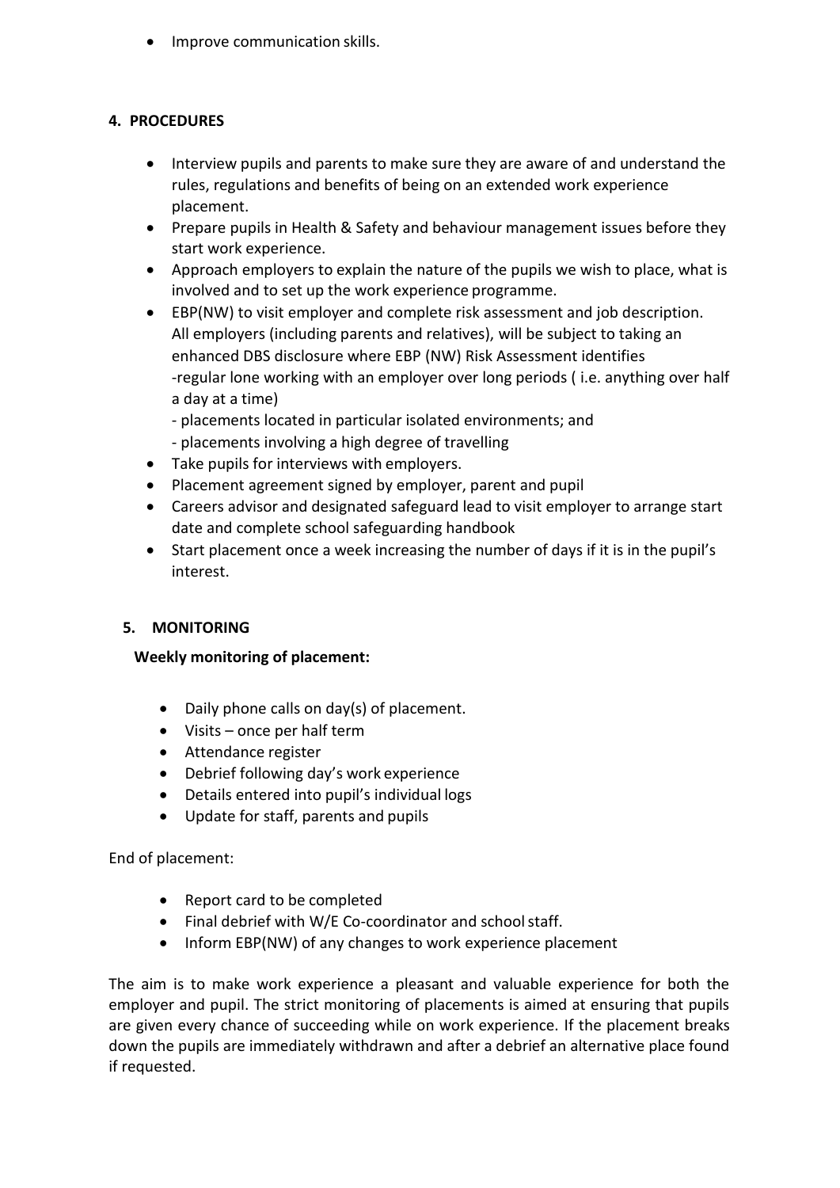- Improve communication skills.

## 4. PROCEDURES

- Interview pupils and parents to make sure they are aware of and understand the rules, regulations and benefits of being on an extended work experience placement.
- Prepare pupils in Health & Safety and behaviour management issues before they start work experience.
- Approach employers to explain the nature of the pupils we wish to place, what is involved and to set up the work experience programme.
- EBP(NW) to visit employer and complete risk assessment and job description. All employers (including parents and relatives), will be subject to taking an enhanced DBS disclosure where EBP (NW) Risk Assessment identifies
  -regular lone working with an employer over long periods ( i.e. anything over half a day at a time)
  - placements located in particular isolated environments; and
  - placements involving a high degree of travelling
- Take pupils for interviews with employers.
- Placement agreement signed by employer, parent and pupil
- Careers advisor and designated safeguard lead to visit employer to arrange start date and complete school safeguarding handbook
- Start placement once a week increasing the number of days if it is in the pupil's interest.

## 5. MONITORING

**Weekly monitoring of placement:**

- Daily phone calls on day(s) of placement.
- Visits – once per half term
- Attendance register
- Debrief following day's work experience
- Details entered into pupil's individual logs
- Update for staff, parents and pupils

End of placement:

- Report card to be completed
- Final debrief with W/E Co-coordinator and school staff.
- Inform EBP(NW) of any changes to work experience placement

The aim is to make work experience a pleasant and valuable experience for both the employer and pupil. The strict monitoring of placements is aimed at ensuring that pupils are given every chance of succeeding while on work experience. If the placement breaks down the pupils are immediately withdrawn and after a debrief an alternative place found if requested.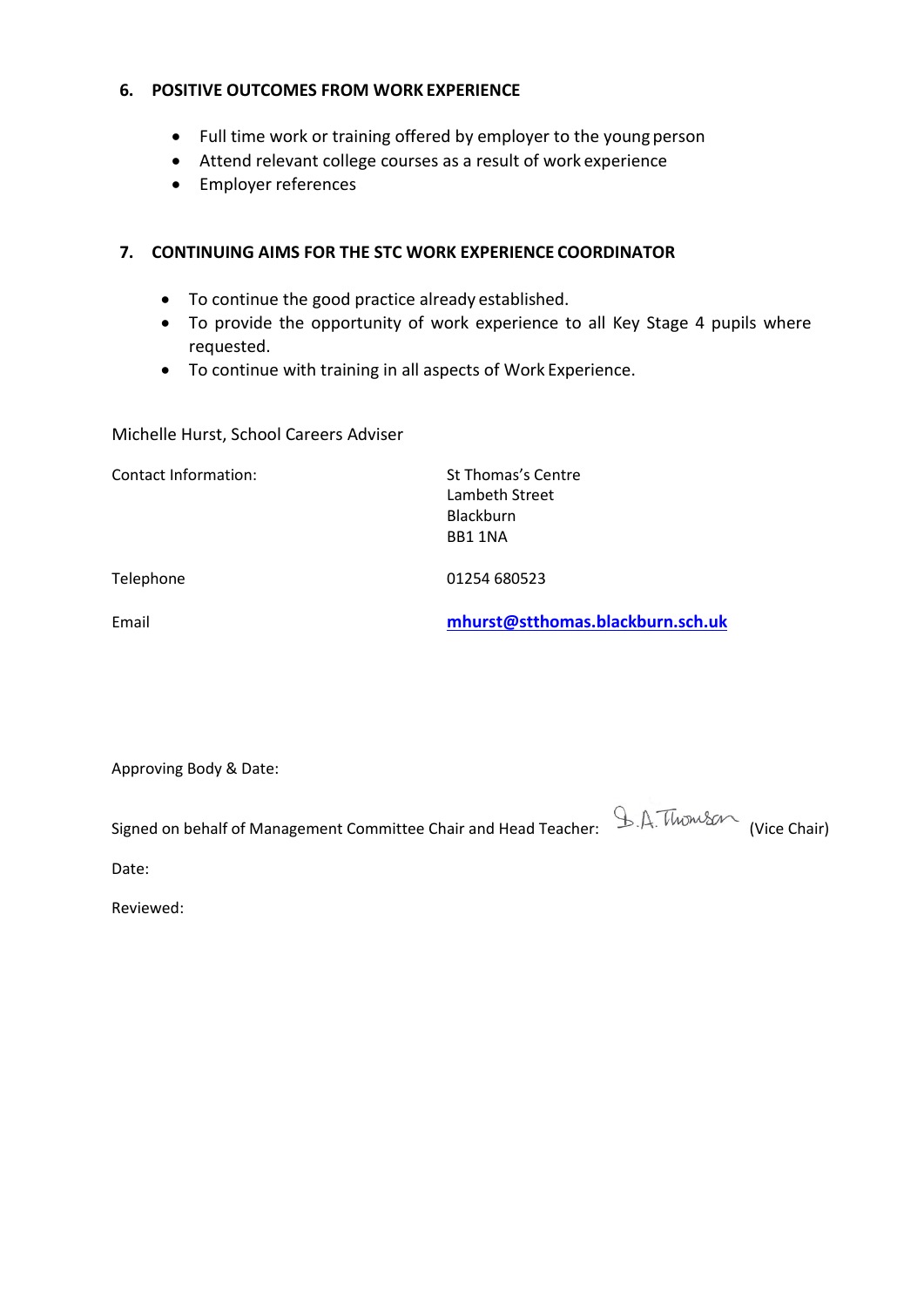## 6. POSITIVE OUTCOMES FROM WORK EXPERIENCE

- Full time work or training offered by employer to the young person
- Attend relevant college courses as a result of work experience
- Employer references

## 7. CONTINUING AIMS FOR THE STC WORK EXPERIENCE COORDINATOR

- To continue the good practice already established.
- To provide the opportunity of work experience to all Key Stage 4 pupils where requested.
- To continue with training in all aspects of Work Experience.

Michelle Hurst, School Careers Adviser

| | |
|---|---|
| Contact Information: | St Thomas's Centre<br>Lambeth Street<br>Blackburn<br>BB1 1NA |
| Telephone | 01254 680523 |
| Email | **mhurst@stthomas.blackburn.sch.uk** |

Approving Body & Date:

Signed on behalf of Management Committee Chair and Head Teacher: S.A. Thomson (Vice Chair)

Date:

Reviewed: